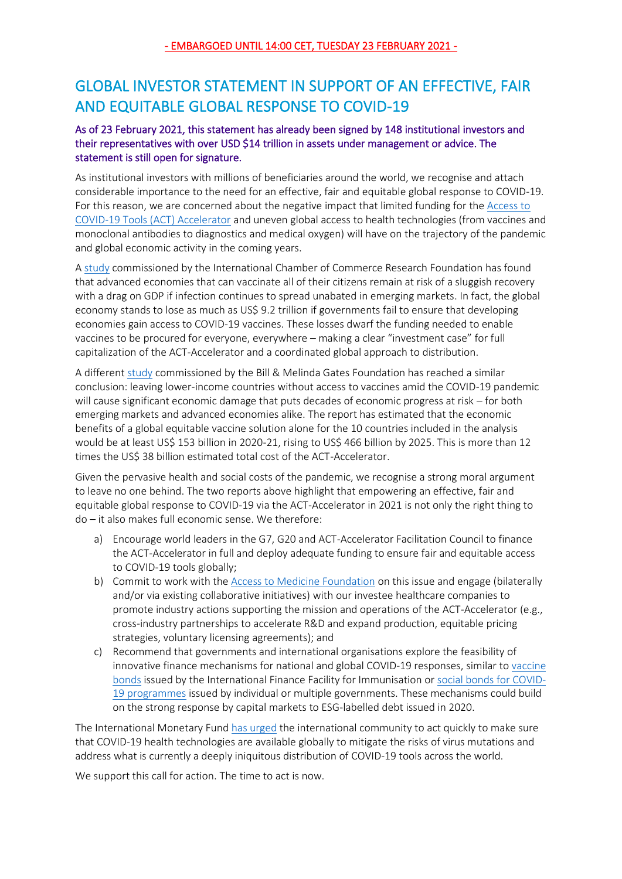- EMBARGOED UNTIL 14:00 CET, TUESDAY 23 FEBRUARY 2021 -

# GLOBAL INVESTOR STATEMENT IN SUPPORT OF AN EFFECTIVE, FAIR AND EQUITABLE GLOBAL RESPONSE TO COVID-19

**As of 23 February 2021, this statement has already been signed by 148 institutional investors and their representatives with over USD $14 trillion in assets under management or advice. The statement is still open for signature.**

As institutional investors with millions of beneficiaries around the world, we recognise and attach considerable importance to the need for an effective, fair and equitable global response to COVID-19. For this reason, we are concerned about the negative impact that limited funding for the Access to COVID-19 Tools (ACT) Accelerator and uneven global access to health technologies (from vaccines and monoclonal antibodies to diagnostics and medical oxygen) will have on the trajectory of the pandemic and global economic activity in the coming years.

A study commissioned by the International Chamber of Commerce Research Foundation has found that advanced economies that can vaccinate all of their citizens remain at risk of a sluggish recovery with a drag on GDP if infection continues to spread unabated in emerging markets. In fact, the global economy stands to lose as much as US$ 9.2 trillion if governments fail to ensure that developing economies gain access to COVID-19 vaccines. These losses dwarf the funding needed to enable vaccines to be procured for everyone, everywhere – making a clear "investment case" for full capitalization of the ACT-Accelerator and a coordinated global approach to distribution.

A different study commissioned by the Bill & Melinda Gates Foundation has reached a similar conclusion: leaving lower-income countries without access to vaccines amid the COVID-19 pandemic will cause significant economic damage that puts decades of economic progress at risk – for both emerging markets and advanced economies alike. The report has estimated that the economic benefits of a global equitable vaccine solution alone for the 10 countries included in the analysis would be at least US$ 153 billion in 2020-21, rising to US$ 466 billion by 2025. This is more than 12 times the US$ 38 billion estimated total cost of the ACT-Accelerator.

Given the pervasive health and social costs of the pandemic, we recognise a strong moral argument to leave no one behind. The two reports above highlight that empowering an effective, fair and equitable global response to COVID-19 via the ACT-Accelerator in 2021 is not only the right thing to do – it also makes full economic sense. We therefore:

a) Encourage world leaders in the G7, G20 and ACT-Accelerator Facilitation Council to finance the ACT-Accelerator in full and deploy adequate funding to ensure fair and equitable access to COVID-19 tools globally;
b) Commit to work with the Access to Medicine Foundation on this issue and engage (bilaterally and/or via existing collaborative initiatives) with our investee healthcare companies to promote industry actions supporting the mission and operations of the ACT-Accelerator (e.g., cross-industry partnerships to accelerate R&D and expand production, equitable pricing strategies, voluntary licensing agreements); and
c) Recommend that governments and international organisations explore the feasibility of innovative finance mechanisms for national and global COVID-19 responses, similar to vaccine bonds issued by the International Finance Facility for Immunisation or social bonds for COVID-19 programmes issued by individual or multiple governments. These mechanisms could build on the strong response by capital markets to ESG-labelled debt issued in 2020.

The International Monetary Fund has urged the international community to act quickly to make sure that COVID-19 health technologies are available globally to mitigate the risks of virus mutations and address what is currently a deeply iniquitous distribution of COVID-19 tools across the world.

We support this call for action. The time to act is now.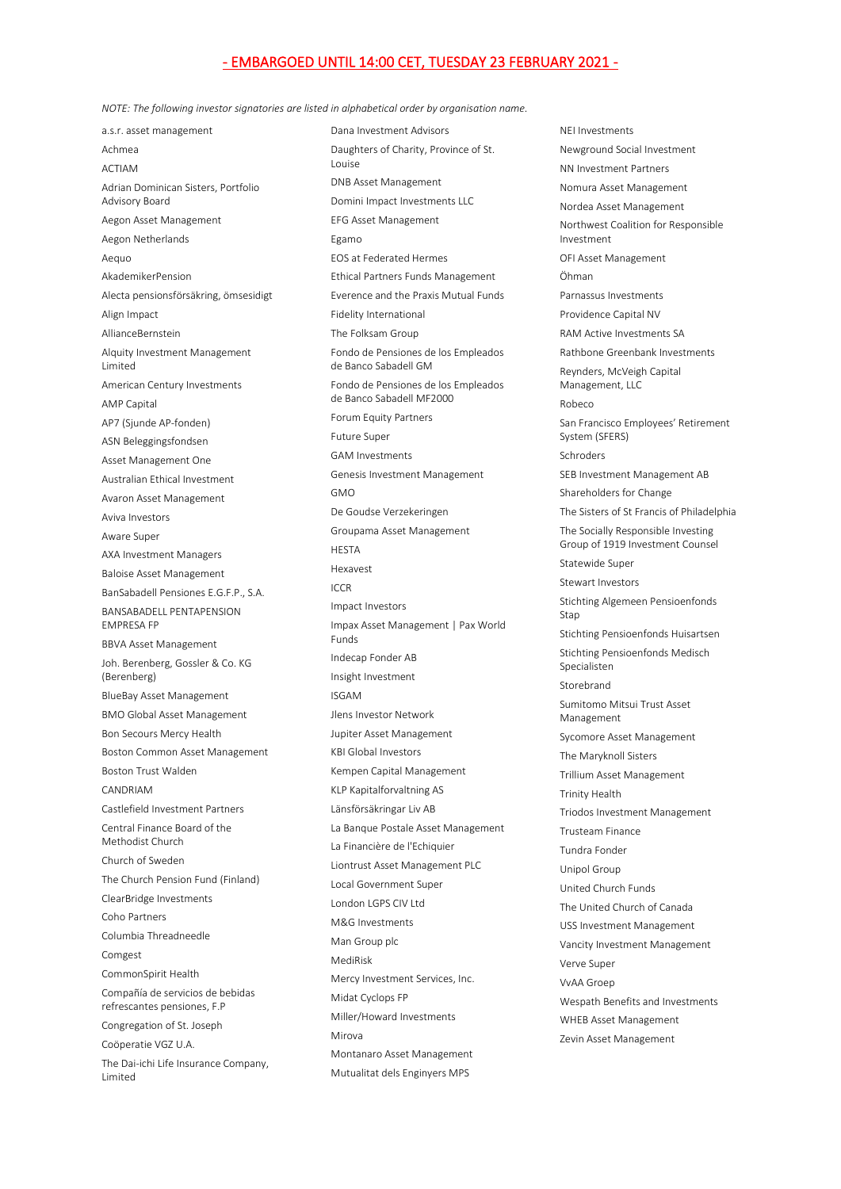- EMBARGOED UNTIL 14:00 CET, TUESDAY 23 FEBRUARY 2021 -

*NOTE: The following investor signatories are listed in alphabetical order by organisation name.*

a.s.r. asset management

Achmea

ACTIAM

Adrian Dominican Sisters, Portfolio Advisory Board

Aegon Asset Management

Aegon Netherlands

Aequo

AkademikerPension

Alecta pensionsförsäkring, ömsesidigt

Align Impact

AllianceBernstein

Alquity Investment Management Limited

American Century Investments

AMP Capital

AP7 (Sjunde AP-fonden)

ASN Beleggingsfondsen

Asset Management One

Australian Ethical Investment

Avaron Asset Management

Aviva Investors

Aware Super

AXA Investment Managers

Baloise Asset Management

BanSabadell Pensiones E.G.F.P., S.A.

BANSABADELL PENTAPENSION EMPRESA FP

BBVA Asset Management

Joh. Berenberg, Gossler & Co. KG (Berenberg)

BlueBay Asset Management

BMO Global Asset Management

Bon Secours Mercy Health

Boston Common Asset Management

Boston Trust Walden

CANDRIAM

Castlefield Investment Partners

Central Finance Board of the Methodist Church

Church of Sweden

The Church Pension Fund (Finland)

ClearBridge Investments

Coho Partners

Columbia Threadneedle

Comgest

CommonSpirit Health

Compañía de servicios de bebidas refrescantes pensiones, F.P

Congregation of St. Joseph

Coöperatie VGZ U.A.

The Dai-ichi Life Insurance Company, Limited

Dana Investment Advisors

Daughters of Charity, Province of St. Louise

DNB Asset Management

Domini Impact Investments LLC

EFG Asset Management

Egamo

EOS at Federated Hermes

Ethical Partners Funds Management

Everence and the Praxis Mutual Funds

Fidelity International

The Folksam Group

Fondo de Pensiones de los Empleados de Banco Sabadell GM

Fondo de Pensiones de los Empleados de Banco Sabadell MF2000

Forum Equity Partners

Future Super

GAM Investments

Genesis Investment Management

GMO

De Goudse Verzekeringen

Groupama Asset Management

HESTA

Hexavest

ICCR

Impact Investors

Impax Asset Management | Pax World Funds

Indecap Fonder AB

Insight Investment

ISGAM

Jlens Investor Network

Jupiter Asset Management

KBI Global Investors

Kempen Capital Management

KLP Kapitalforvaltning AS

Länsförsäkringar Liv AB

La Banque Postale Asset Management

La Financière de l'Echiquier

Liontrust Asset Management PLC

Local Government Super

London LGPS CIV Ltd

M&G Investments

Man Group plc

MediRisk

Mercy Investment Services, Inc.

Midat Cyclops FP

Miller/Howard Investments

Mirova

Montanaro Asset Management

Mutualitat dels Enginyers MPS

NEI Investments

Newground Social Investment

NN Investment Partners

Nomura Asset Management

Nordea Asset Management

Northwest Coalition for Responsible Investment

OFI Asset Management

Öhman

Parnassus Investments

Providence Capital NV

RAM Active Investments SA

Rathbone Greenbank Investments

Reynders, McVeigh Capital Management, LLC

Robeco

San Francisco Employees' Retirement System (SFERS)

Schroders

SEB Investment Management AB

Shareholders for Change

The Sisters of St Francis of Philadelphia

The Socially Responsible Investing Group of 1919 Investment Counsel

Statewide Super

Stewart Investors

Stichting Algemeen Pensioenfonds Stap

Stichting Pensioenfonds Huisartsen

Stichting Pensioenfonds Medisch Specialisten

Storebrand

Sumitomo Mitsui Trust Asset Management

Sycomore Asset Management

The Maryknoll Sisters

Trillium Asset Management

Trinity Health

Triodos Investment Management

Trusteam Finance

Tundra Fonder

Unipol Group

United Church Funds

The United Church of Canada

USS Investment Management

Vancity Investment Management

Verve Super

VvAA Groep

Wespath Benefits and Investments

WHEB Asset Management

Zevin Asset Management